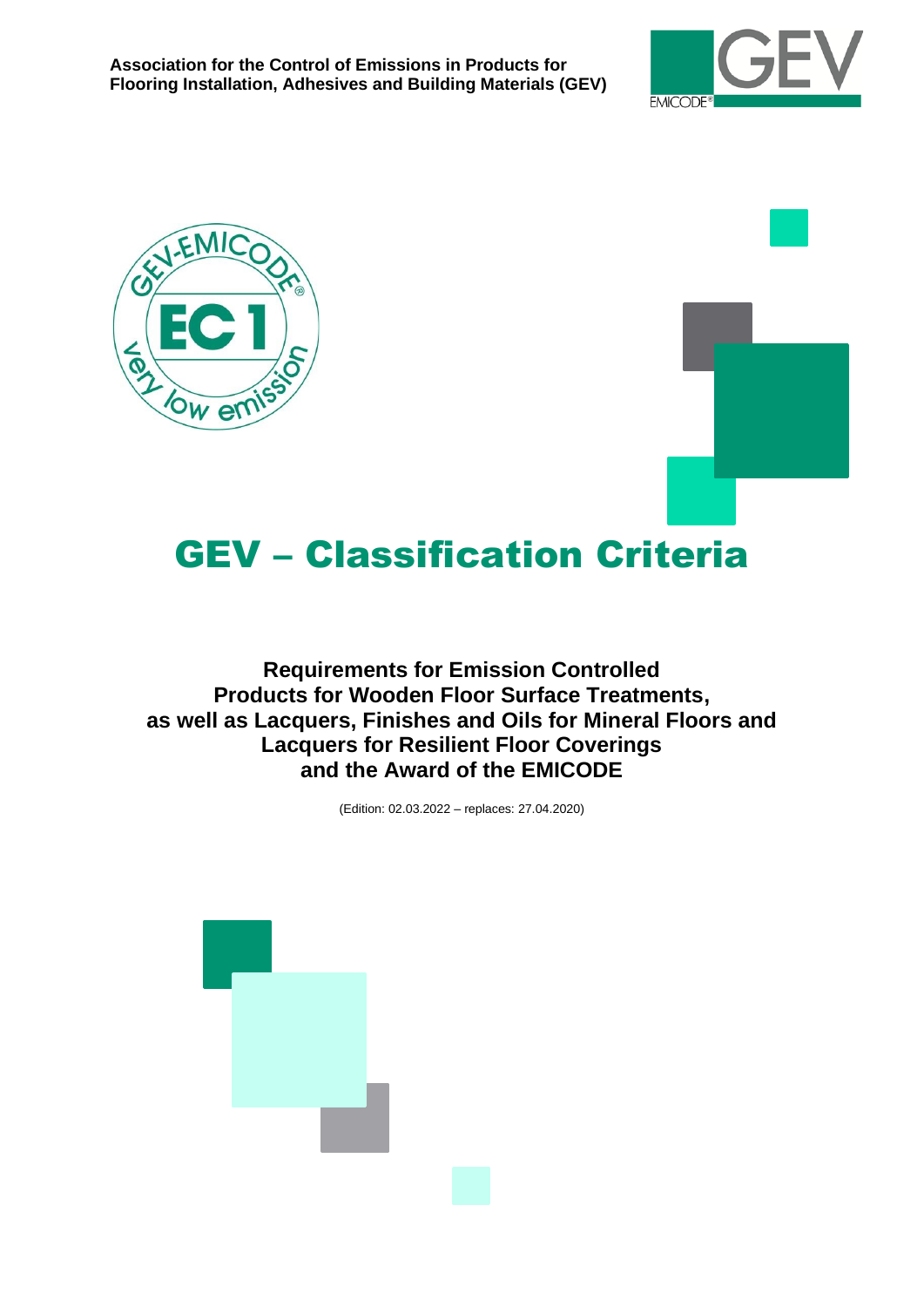**Association for the Control of Emissions in Products for Flooring Installation, Adhesives and Building Materials (GEV)**

# GEV – Classification Criteria

## Requirements for Emission Controlled Products for Wooden Floor Surface Treatments, as well as Lacquers, Finishes and Oils for Mineral Floors and Lacquers for Resilient Floor Coverings and the Award of the EMICODE

(Edition: 02.03.2022 – replaces: 27.04.2020)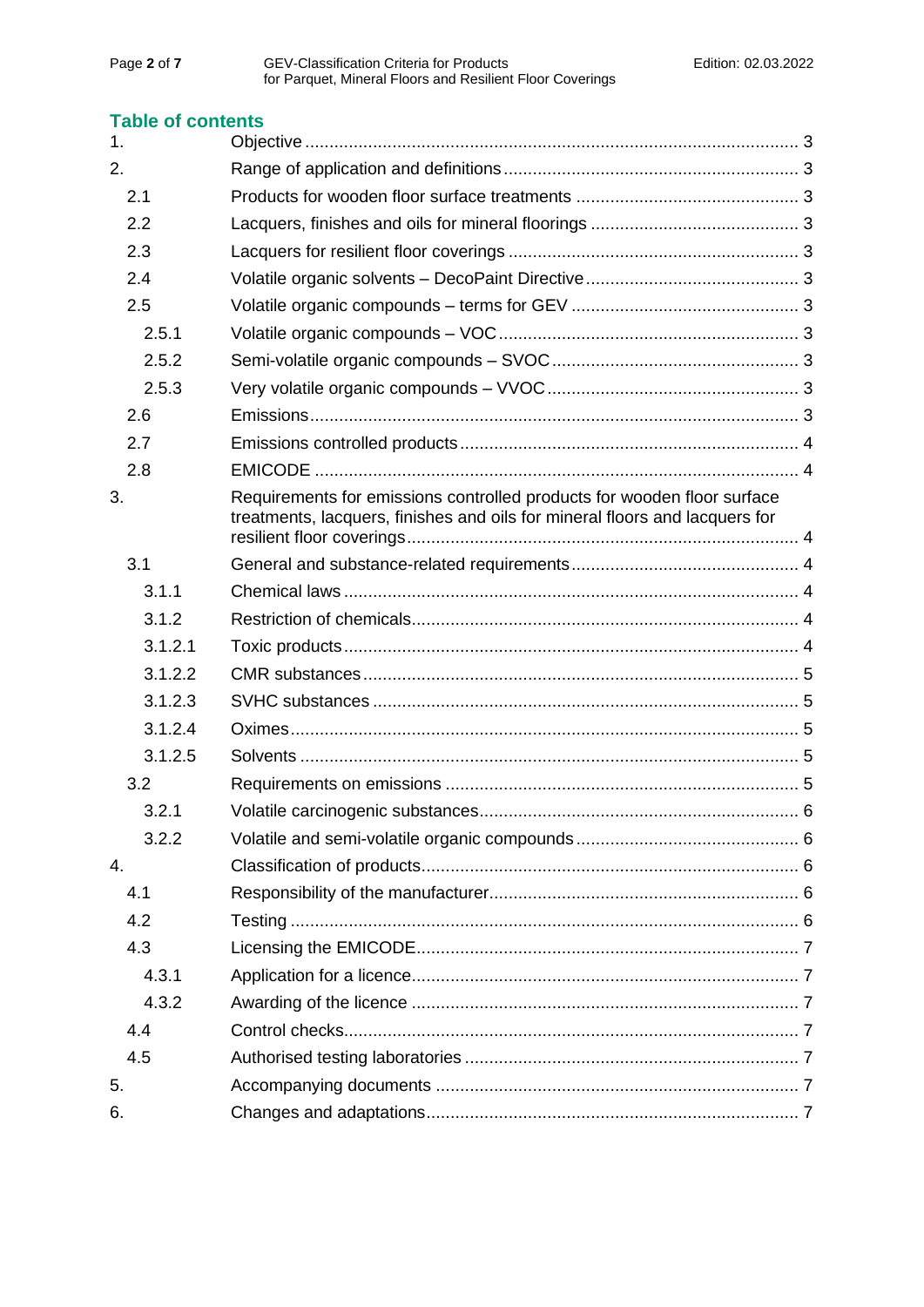## Table of contents

| | | |
|---|---|---|
| 1. | Objective | 3 |
| 2. | Range of application and definitions | 3 |
| 2.1 | Products for wooden floor surface treatments | 3 |
| 2.2 | Lacquers, finishes and oils for mineral floorings | 3 |
| 2.3 | Lacquers for resilient floor coverings | 3 |
| 2.4 | Volatile organic solvents – DecoPaint Directive | 3 |
| 2.5 | Volatile organic compounds – terms for GEV | 3 |
| 2.5.1 | Volatile organic compounds – VOC | 3 |
| 2.5.2 | Semi-volatile organic compounds – SVOC | 3 |
| 2.5.3 | Very volatile organic compounds – VVOC | 3 |
| 2.6 | Emissions | 3 |
| 2.7 | Emissions controlled products | 4 |
| 2.8 | EMICODE | 4 |
| 3. | Requirements for emissions controlled products for wooden floor surface treatments, lacquers, finishes and oils for mineral floors and lacquers for resilient floor coverings | 4 |
| 3.1 | General and substance-related requirements | 4 |
| 3.1.1 | Chemical laws | 4 |
| 3.1.2 | Restriction of chemicals | 4 |
| 3.1.2.1 | Toxic products | 4 |
| 3.1.2.2 | CMR substances | 5 |
| 3.1.2.3 | SVHC substances | 5 |
| 3.1.2.4 | Oximes | 5 |
| 3.1.2.5 | Solvents | 5 |
| 3.2 | Requirements on emissions | 5 |
| 3.2.1 | Volatile carcinogenic substances | 6 |
| 3.2.2 | Volatile and semi-volatile organic compounds | 6 |
| 4. | Classification of products | 6 |
| 4.1 | Responsibility of the manufacturer | 6 |
| 4.2 | Testing | 6 |
| 4.3 | Licensing the EMICODE | 7 |
| 4.3.1 | Application for a licence | 7 |
| 4.3.2 | Awarding of the licence | 7 |
| 4.4 | Control checks | 7 |
| 4.5 | Authorised testing laboratories | 7 |
| 5. | Accompanying documents | 7 |
| 6. | Changes and adaptations | 7 |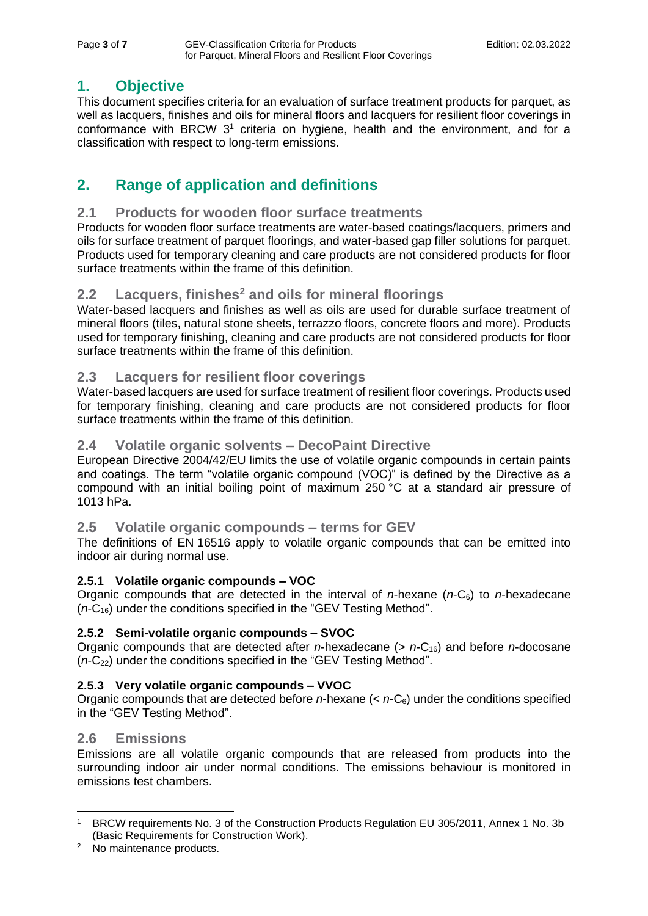# 1. Objective

This document specifies criteria for an evaluation of surface treatment products for parquet, as well as lacquers, finishes and oils for mineral floors and lacquers for resilient floor coverings in conformance with BRCW 3[1] criteria on hygiene, health and the environment, and for a classification with respect to long-term emissions.

# 2. Range of application and definitions

## 2.1 Products for wooden floor surface treatments

Products for wooden floor surface treatments are water-based coatings/lacquers, primers and oils for surface treatment of parquet floorings, and water-based gap filler solutions for parquet. Products used for temporary cleaning and care products are not considered products for floor surface treatments within the frame of this definition.

## 2.2 Lacquers, finishes[2] and oils for mineral floorings

Water-based lacquers and finishes as well as oils are used for durable surface treatment of mineral floors (tiles, natural stone sheets, terrazzo floors, concrete floors and more). Products used for temporary finishing, cleaning and care products are not considered products for floor surface treatments within the frame of this definition.

## 2.3 Lacquers for resilient floor coverings

Water-based lacquers are used for surface treatment of resilient floor coverings. Products used for temporary finishing, cleaning and care products are not considered products for floor surface treatments within the frame of this definition.

## 2.4 Volatile organic solvents – DecoPaint Directive

European Directive 2004/42/EU limits the use of volatile organic compounds in certain paints and coatings. The term "volatile organic compound (VOC)" is defined by the Directive as a compound with an initial boiling point of maximum 250 °C at a standard air pressure of 1013 hPa.

## 2.5 Volatile organic compounds – terms for GEV

The definitions of EN 16516 apply to volatile organic compounds that can be emitted into indoor air during normal use.

### 2.5.1 Volatile organic compounds – VOC

Organic compounds that are detected in the interval of *n*-hexane ($n$-$C_6$) to *n*-hexadecane ($n$-$C_{16}$) under the conditions specified in the "GEV Testing Method".

### 2.5.2 Semi-volatile organic compounds – SVOC

Organic compounds that are detected after *n*-hexadecane ($> n$-$C_{16}$) and before *n*-docosane ($n$-$C_{22}$) under the conditions specified in the "GEV Testing Method".

### 2.5.3 Very volatile organic compounds – VVOC

Organic compounds that are detected before *n*-hexane ($< n$-$C_6$) under the conditions specified in the "GEV Testing Method".

## 2.6 Emissions

Emissions are all volatile organic compounds that are released from products into the surrounding indoor air under normal conditions. The emissions behaviour is monitored in emissions test chambers.

---

[1] BRCW requirements No. 3 of the Construction Products Regulation EU 305/2011, Annex 1 No. 3b (Basic Requirements for Construction Work).

[2] No maintenance products.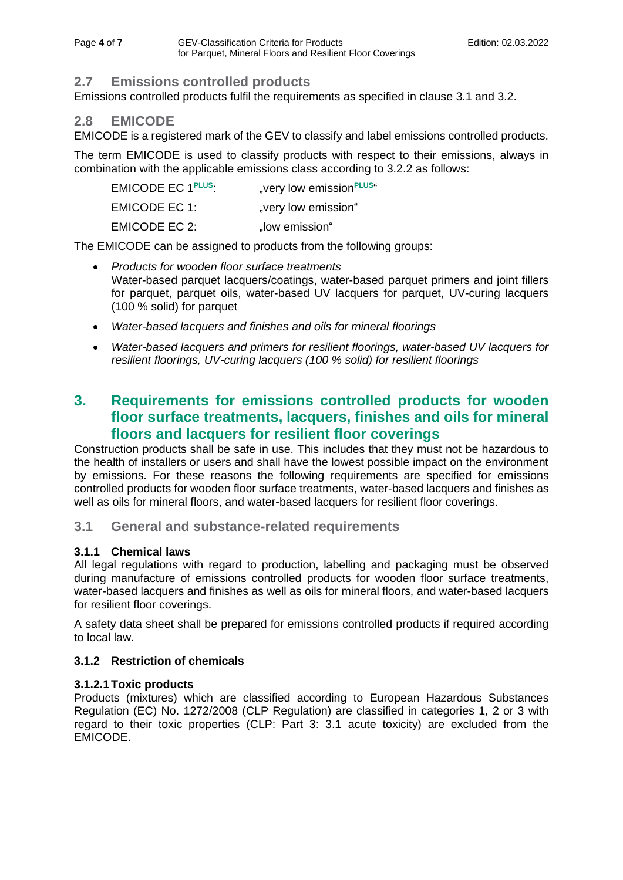## 2.7 Emissions controlled products

Emissions controlled products fulfil the requirements as specified in clause 3.1 and 3.2.

## 2.8 EMICODE

EMICODE is a registered mark of the GEV to classify and label emissions controlled products.

The term EMICODE is used to classify products with respect to their emissions, always in combination with the applicable emissions class according to 3.2.2 as follows:

EMICODE EC 1^PLUS: „very low emission^PLUS"

EMICODE EC 1: „very low emission"

EMICODE EC 2: „low emission"

The EMICODE can be assigned to products from the following groups:

- *Products for wooden floor surface treatments*
  Water-based parquet lacquers/coatings, water-based parquet primers and joint fillers for parquet, parquet oils, water-based UV lacquers for parquet, UV-curing lacquers (100 % solid) for parquet
- *Water-based lacquers and finishes and oils for mineral floorings*
- *Water-based lacquers and primers for resilient floorings, water-based UV lacquers for resilient floorings, UV-curing lacquers (100 % solid) for resilient floorings*

# 3. Requirements for emissions controlled products for wooden floor surface treatments, lacquers, finishes and oils for mineral floors and lacquers for resilient floor coverings

Construction products shall be safe in use. This includes that they must not be hazardous to the health of installers or users and shall have the lowest possible impact on the environment by emissions. For these reasons the following requirements are specified for emissions controlled products for wooden floor surface treatments, water-based lacquers and finishes as well as oils for mineral floors, and water-based lacquers for resilient floor coverings.

## 3.1 General and substance-related requirements

### 3.1.1 Chemical laws

All legal regulations with regard to production, labelling and packaging must be observed during manufacture of emissions controlled products for wooden floor surface treatments, water-based lacquers and finishes as well as oils for mineral floors, and water-based lacquers for resilient floor coverings.

A safety data sheet shall be prepared for emissions controlled products if required according to local law.

### 3.1.2 Restriction of chemicals

#### 3.1.2.1 Toxic products

Products (mixtures) which are classified according to European Hazardous Substances Regulation (EC) No. 1272/2008 (CLP Regulation) are classified in categories 1, 2 or 3 with regard to their toxic properties (CLP: Part 3: 3.1 acute toxicity) are excluded from the EMICODE.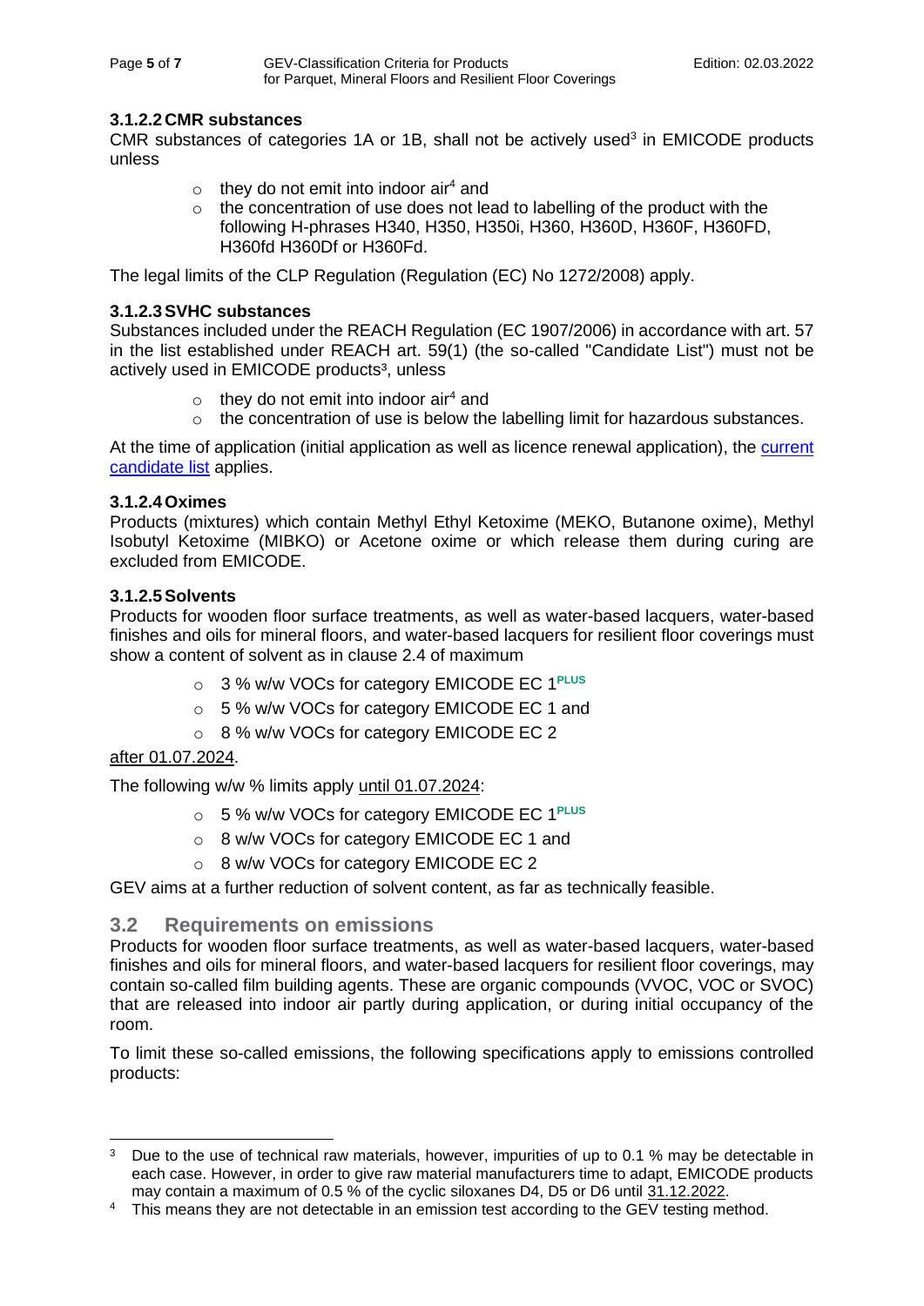#### 3.1.2.2 CMR substances

CMR substances of categories 1A or 1B, shall not be actively used[3] in EMICODE products unless

- they do not emit into indoor air[4] and
- the concentration of use does not lead to labelling of the product with the following H-phrases H340, H350, H350i, H360, H360D, H360F, H360FD, H360fd H360Df or H360Fd.

The legal limits of the CLP Regulation (Regulation (EC) No 1272/2008) apply.

#### 3.1.2.3 SVHC substances

Substances included under the REACH Regulation (EC 1907/2006) in accordance with art. 57 in the list established under REACH art. 59(1) (the so-called "Candidate List") must not be actively used in EMICODE products[3], unless

- they do not emit into indoor air[4] and
- the concentration of use is below the labelling limit for hazardous substances.

At the time of application (initial application as well as licence renewal application), the current candidate list applies.

#### 3.1.2.4 Oximes

Products (mixtures) which contain Methyl Ethyl Ketoxime (MEKO, Butanone oxime), Methyl Isobutyl Ketoxime (MIBKO) or Acetone oxime or which release them during curing are excluded from EMICODE.

#### 3.1.2.5 Solvents

Products for wooden floor surface treatments, as well as water-based lacquers, water-based finishes and oils for mineral floors, and water-based lacquers for resilient floor coverings must show a content of solvent as in clause 2.4 of maximum

- 3 % w/w VOCs for category EMICODE EC 1^PLUS
- 5 % w/w VOCs for category EMICODE EC 1 and
- 8 % w/w VOCs for category EMICODE EC 2

after 01.07.2024.

The following w/w % limits apply until 01.07.2024:

- 5 % w/w VOCs for category EMICODE EC 1^PLUS
- 8 w/w VOCs for category EMICODE EC 1 and
- 8 w/w VOCs for category EMICODE EC 2

GEV aims at a further reduction of solvent content, as far as technically feasible.

## 3.2 Requirements on emissions

Products for wooden floor surface treatments, as well as water-based lacquers, water-based finishes and oils for mineral floors, and water-based lacquers for resilient floor coverings, may contain so-called film building agents. These are organic compounds (VVOC, VOC or SVOC) that are released into indoor air partly during application, or during initial occupancy of the room.

To limit these so-called emissions, the following specifications apply to emissions controlled products:

---

[3] Due to the use of technical raw materials, however, impurities of up to 0.1 % may be detectable in each case. However, in order to give raw material manufacturers time to adapt, EMICODE products may contain a maximum of 0.5 % of the cyclic siloxanes D4, D5 or D6 until 31.12.2022.

[4] This means they are not detectable in an emission test according to the GEV testing method.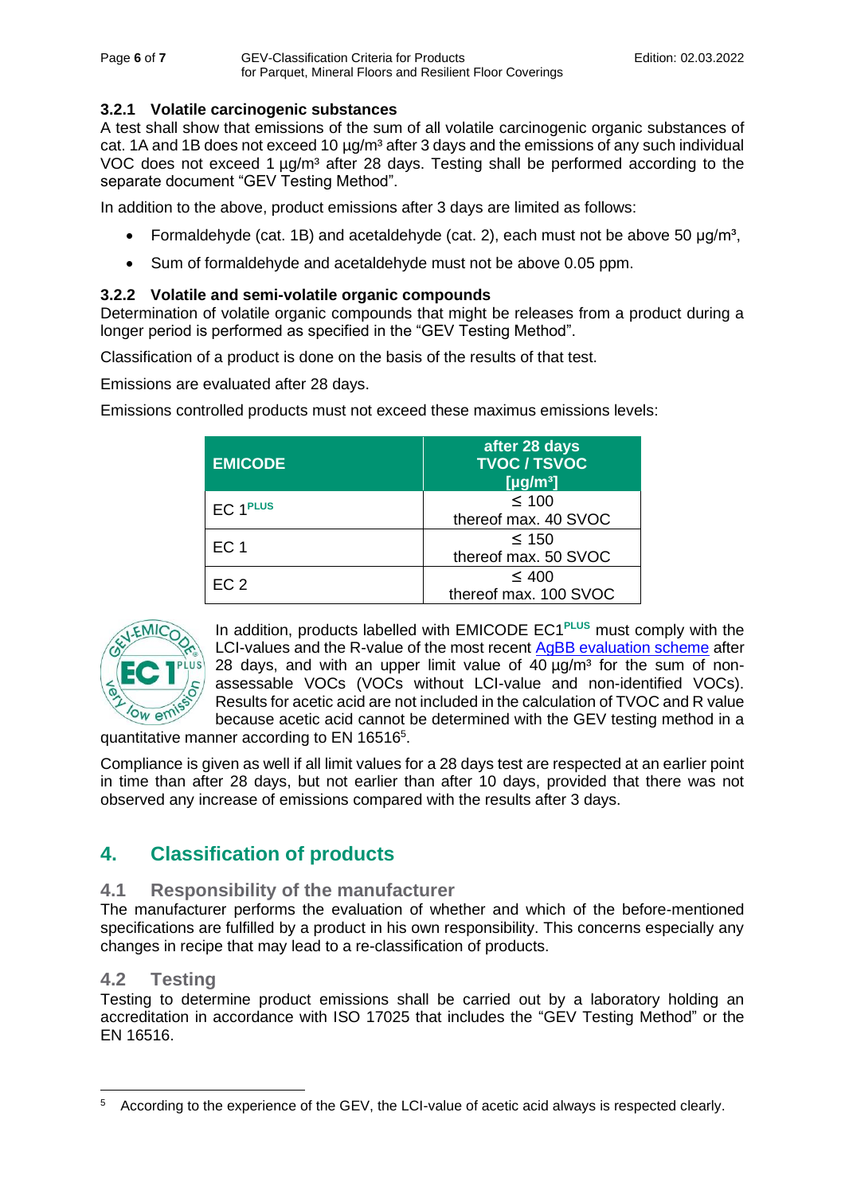### 3.2.1 Volatile carcinogenic substances

A test shall show that emissions of the sum of all volatile carcinogenic organic substances of cat. 1A and 1B does not exceed 10 µg/m³ after 3 days and the emissions of any such individual VOC does not exceed 1 µg/m³ after 28 days. Testing shall be performed according to the separate document "GEV Testing Method".

In addition to the above, product emissions after 3 days are limited as follows:

- Formaldehyde (cat. 1B) and acetaldehyde (cat. 2), each must not be above 50 µg/m³,
- Sum of formaldehyde and acetaldehyde must not be above 0.05 ppm.

### 3.2.2 Volatile and semi-volatile organic compounds

Determination of volatile organic compounds that might be releases from a product during a longer period is performed as specified in the "GEV Testing Method".

Classification of a product is done on the basis of the results of that test.

Emissions are evaluated after 28 days.

Emissions controlled products must not exceed these maximus emissions levels:

| EMICODE | after 28 days TVOC / TSVOC [µg/m³] |
|---|---|
| EC 1PLUS | ≤ 100 thereof max. 40 SVOC |
| EC 1 | ≤ 150 thereof max. 50 SVOC |
| EC 2 | ≤ 400 thereof max. 100 SVOC |

In addition, products labelled with EMICODE EC1PLUS must comply with the LCI-values and the R-value of the most recent AgBB evaluation scheme after 28 days, and with an upper limit value of 40 µg/m³ for the sum of non-assessable VOCs (VOCs without LCI-value and non-identified VOCs). Results for acetic acid are not included in the calculation of TVOC and R value because acetic acid cannot be determined with the GEV testing method in a quantitative manner according to EN 16516[5].

Compliance is given as well if all limit values for a 28 days test are respected at an earlier point in time than after 28 days, but not earlier than after 10 days, provided that there was not observed any increase of emissions compared with the results after 3 days.

## 4. Classification of products

### 4.1 Responsibility of the manufacturer

The manufacturer performs the evaluation of whether and which of the before-mentioned specifications are fulfilled by a product in his own responsibility. This concerns especially any changes in recipe that may lead to a re-classification of products.

### 4.2 Testing

Testing to determine product emissions shall be carried out by a laboratory holding an accreditation in accordance with ISO 17025 that includes the "GEV Testing Method" or the EN 16516.

---

[5] According to the experience of the GEV, the LCI-value of acetic acid always is respected clearly.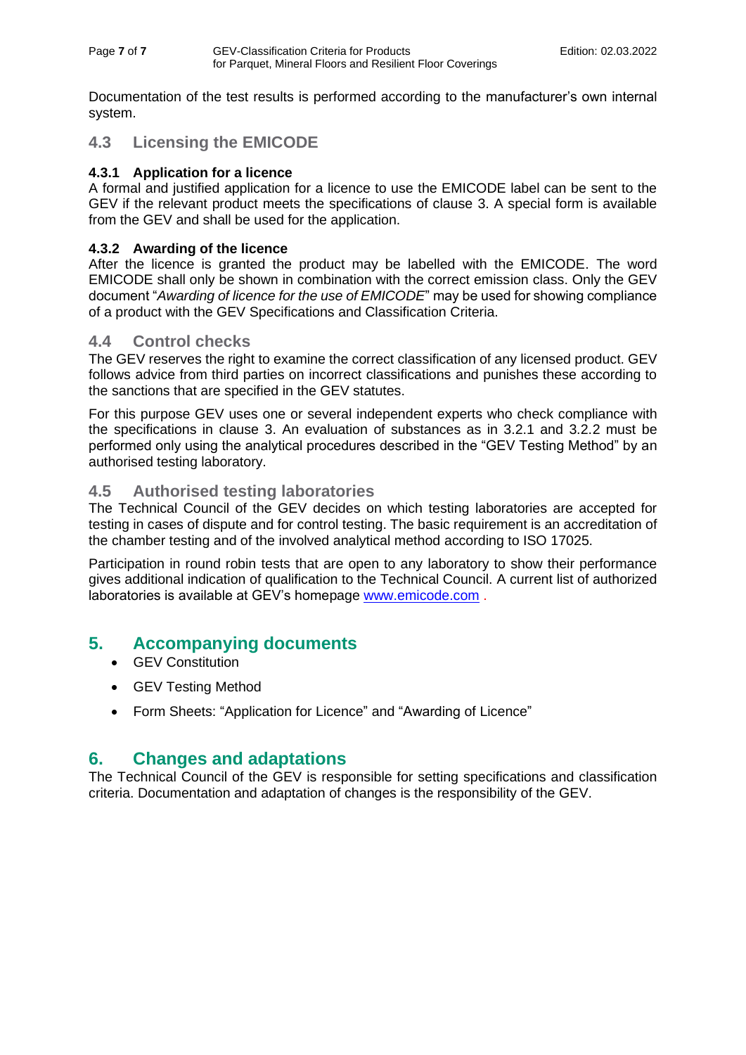Documentation of the test results is performed according to the manufacturer's own internal system.

## 4.3 Licensing the EMICODE

### 4.3.1 Application for a licence

A formal and justified application for a licence to use the EMICODE label can be sent to the GEV if the relevant product meets the specifications of clause 3. A special form is available from the GEV and shall be used for the application.

### 4.3.2 Awarding of the licence

After the licence is granted the product may be labelled with the EMICODE. The word EMICODE shall only be shown in combination with the correct emission class. Only the GEV document "*Awarding of licence for the use of EMICODE*" may be used for showing compliance of a product with the GEV Specifications and Classification Criteria.

## 4.4 Control checks

The GEV reserves the right to examine the correct classification of any licensed product. GEV follows advice from third parties on incorrect classifications and punishes these according to the sanctions that are specified in the GEV statutes.

For this purpose GEV uses one or several independent experts who check compliance with the specifications in clause 3. An evaluation of substances as in 3.2.1 and 3.2.2 must be performed only using the analytical procedures described in the "GEV Testing Method" by an authorised testing laboratory.

## 4.5 Authorised testing laboratories

The Technical Council of the GEV decides on which testing laboratories are accepted for testing in cases of dispute and for control testing. The basic requirement is an accreditation of the chamber testing and of the involved analytical method according to ISO 17025.

Participation in round robin tests that are open to any laboratory to show their performance gives additional indication of qualification to the Technical Council. A current list of authorized laboratories is available at GEV's homepage www.emicode.com .

# 5. Accompanying documents

- GEV Constitution
- GEV Testing Method
- Form Sheets: "Application for Licence" and "Awarding of Licence"

# 6. Changes and adaptations

The Technical Council of the GEV is responsible for setting specifications and classification criteria. Documentation and adaptation of changes is the responsibility of the GEV.